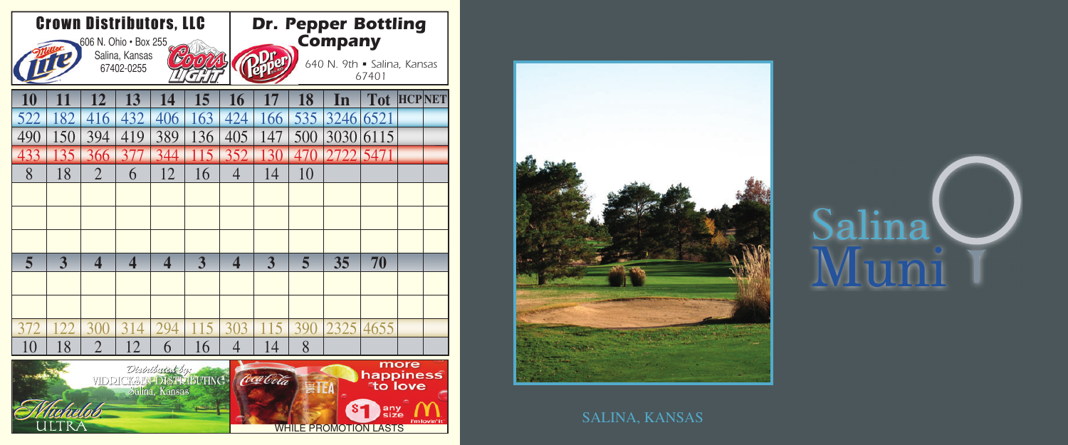**Crown Distributors, LLC**
606 N. Ohio • Box 255
Salina, Kansas
67402-0255

**Dr. Pepper Bottling Company**
640 N. 9th • Salina, Kansas
67401

| 10 | 11 | 12 | 13 | 14 | 15 | 16 | 17 | 18 | In | Tot | HCP | NET |
|---|---|---|---|---|---|---|---|---|---|---|---|---|
| 522 | 182 | 416 | 432 | 406 | 163 | 424 | 166 | 535 | 3246 | 6521 | | |
| 490 | 150 | 394 | 419 | 389 | 136 | 405 | 147 | 500 | 3030 | 6115 | | |
| 433 | 135 | 366 | 377 | 344 | 115 | 352 | 130 | 470 | 2722 | 5471 | | |
| 8 | 18 | 2 | 6 | 12 | 16 | 4 | 14 | 10 | | | | |
| | | | | | | | | | | | | |
| | | | | | | | | | | | | |
| | | | | | | | | | | | | |
| 5 | 3 | 4 | 4 | 4 | 3 | 4 | 3 | 5 | 35 | 70 | | |
| | | | | | | | | | | | | |
| | | | | | | | | | | | | |
| 372 | 122 | 300 | 314 | 294 | 115 | 303 | 115 | 390 | 2325 | 4655 | | |
| 10 | 18 | 2 | 12 | 6 | 16 | 4 | 14 | 8 | | | | |

Distributed by: VIDRICKSEN DISTRIBUTING Salina, Kansas

Michelob ULTRA

more happiness to love — $1 any size — WHILE PROMOTION LASTS

# Salina Muni

SALINA, KANSAS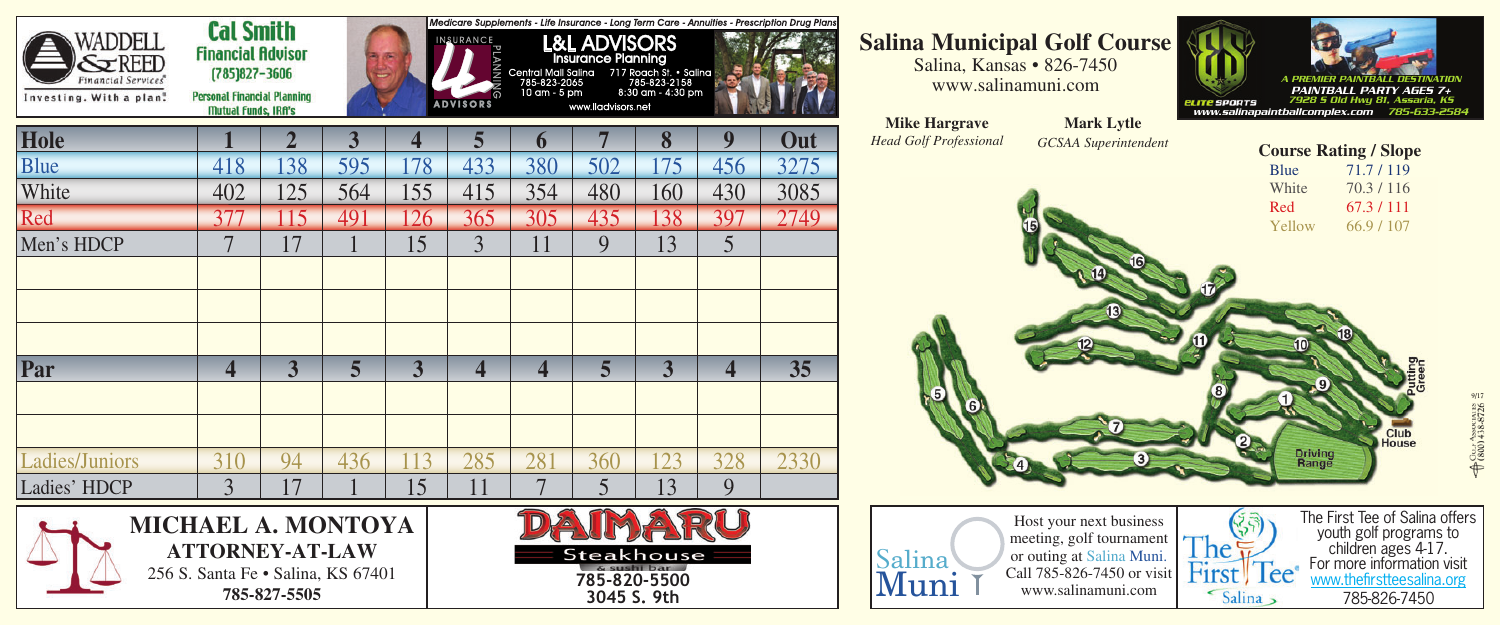**WADDELL & REED Financial Services** — Investing. With a plan.

**Cal Smith**
Financial Advisor
(785)827-3606
Personal Financial Planning
Mutual Funds, IRA's

*Medicare Supplements - Life Insurance - Long Term Care - Annuities - Prescription Drug Plans*

**L&L ADVISORS**
Insurance Planning
Central Mall Salina 785-823-2065 10 am - 5 pm
717 Roach St. • Salina 785-823-2158 8:30 am - 4:30 pm
www.lladvisors.net

| Hole | 1 | 2 | 3 | 4 | 5 | 6 | 7 | 8 | 9 | Out |
|---|---|---|---|---|---|---|---|---|---|---|
| Blue | 418 | 138 | 595 | 178 | 433 | 380 | 502 | 175 | 456 | 3275 |
| White | 402 | 125 | 564 | 155 | 415 | 354 | 480 | 160 | 430 | 3085 |
| Red | 377 | 115 | 491 | 126 | 365 | 305 | 435 | 138 | 397 | 2749 |
| Men's HDCP | 7 | 17 | 1 | 15 | 3 | 11 | 9 | 13 | 5 | |
| | | | | | | | | | | |
| | | | | | | | | | | |
| | | | | | | | | | | |
| Par | 4 | 3 | 5 | 3 | 4 | 4 | 5 | 3 | 4 | 35 |
| | | | | | | | | | | |
| | | | | | | | | | | |
| Ladies/Juniors | 310 | 94 | 436 | 113 | 285 | 281 | 360 | 123 | 328 | 2330 |
| Ladies' HDCP | 3 | 17 | 1 | 15 | 11 | 7 | 5 | 13 | 9 | |

**MICHAEL A. MONTOYA**
**ATTORNEY-AT-LAW**
256 S. Santa Fe • Salina, KS 67401
**785-827-5505**

**DAIMARU**
Steakhouse & sushi bar
785-820-5500
3045 S. 9th

# Salina Municipal Golf Course

Salina, Kansas • 826-7450
www.salinamuni.com

**Mike Hargrave** — *Head Golf Professional*

**Mark Lytle** — *GCSAA Superintendent*

*A PREMIER PAINTBALL DESTINATION*
*PAINTBALL PARTY AGES 7+*
*7928 S Old Hwy 81, Assaria, KS*
*www.salinapaintballcomplex.com 785-633-2584*

**Course Rating / Slope**

| | |
|---|---|
| Blue | 71.7 / 119 |
| White | 70.3 / 116 |
| Red | 67.3 / 111 |
| Yellow | 66.9 / 107 |

15, 16, 14, 17, 13, 12, 11, 10, 18, Putting Green, 5, 6, 8, 9, 1, 7, 2, Club House, Driving Range, 3, 4

Salina Muni

Host your next business meeting, golf tournament or outing at Salina Muni. Call 785-826-7450 or visit www.salinamuni.com

The First Tee Salina

The First Tee of Salina offers youth golf programs to children ages 4-17. For more information visit www.thefirstteesalina.org 785-826-7450